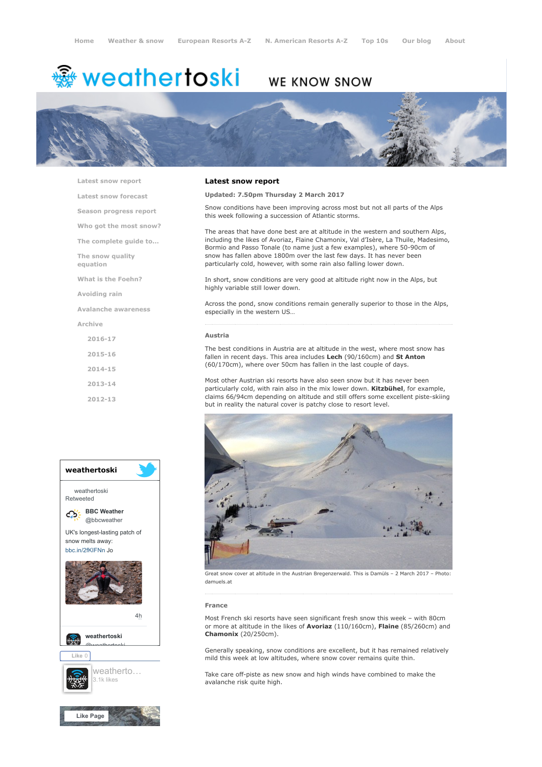Home | Weather & snow | European Resorts A-Z | N. American Resorts A-Z | Top 10s | Our blog | About

# weathertoski

WE KNOW SNOW

- Latest snow report
- Latest snow forecast
- Season progress report
- Who got the most snow?
- The complete guide to...
- The snow quality equation
- What is the Foehn?
- Avoiding rain
- Avalanche awareness
- Archive
  - 2016-17
  - 2015-16
  - 2014-15
  - 2013-14
  - 2012-13

## Latest snow report

**Updated: 7.50pm Thursday 2 March 2017**

Snow conditions have been improving across most but not all parts of the Alps this week following a succession of Atlantic storms.

The areas that have done best are at altitude in the western and southern Alps, including the likes of Avoriaz, Flaine Chamonix, Val d'Isère, La Thuile, Madesimo, Bormio and Passo Tonale (to name just a few examples), where 50-90cm of snow has fallen above 1800m over the last few days. It has never been particularly cold, however, with some rain also falling lower down.

In short, snow conditions are very good at altitude right now in the Alps, but highly variable still lower down.

Across the pond, snow conditions remain generally superior to those in the Alps, especially in the western US…

### Austria

The best conditions in Austria are at altitude in the west, where most snow has fallen in recent days. This area includes **Lech** (90/160cm) and **St Anton** (60/170cm), where over 50cm has fallen in the last couple of days.

Most other Austrian ski resorts have also seen snow but it has never been particularly cold, with rain also in the mix lower down. **Kitzbühel**, for example, claims 66/94cm depending on altitude and still offers some excellent piste-skiing but in reality the natural cover is patchy close to resort level.

Great snow cover at altitude in the Austrian Bregenzerwald. This is Damüls – 2 March 2017 – Photo: damuels.at

### France

Most French ski resorts have seen significant fresh snow this week – with 80cm or more at altitude in the likes of **Avoriaz** (110/160cm), **Flaine** (85/260cm) and **Chamonix** (20/250cm).

Generally speaking, snow conditions are excellent, but it has remained relatively mild this week at low altitudes, where snow cover remains quite thin.

Take care off-piste as new snow and high winds have combined to make the avalanche risk quite high.

**weathertoski**

weathertoski Retweeted

BBC Weather @bbcweather

UK's longest-lasting patch of snow melts away: bbc.in/2fKIFNn Jo

4h

weathertoski @weathertoski

Like 0

weatherto… 3.1k likes

Like Page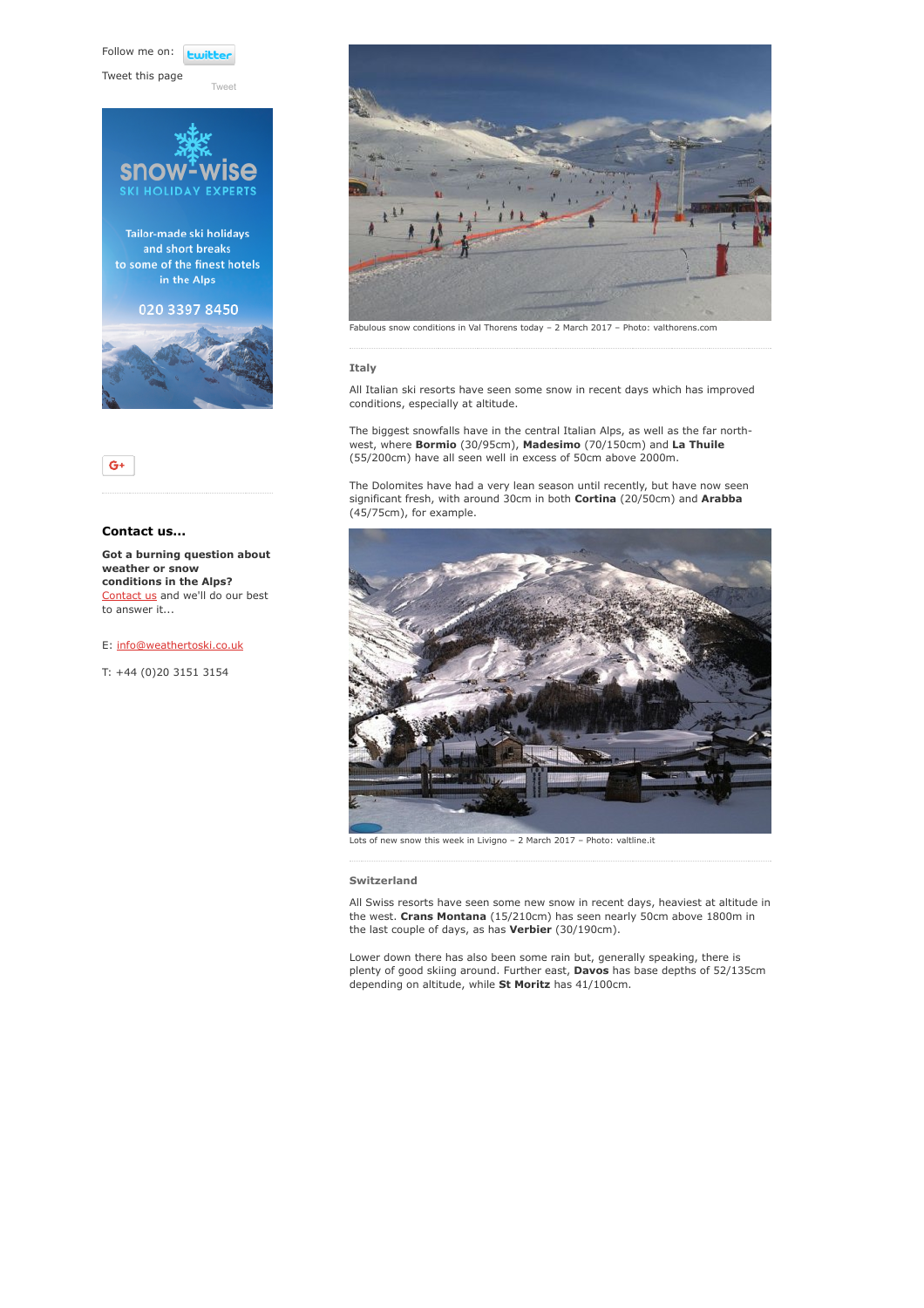Follow me on:

Tweet this page

Tweet

snow-wise SKI HOLIDAY EXPERTS

Tailor-made ski holidays and short breaks to some of the finest hotels in the Alps

020 3397 8450

## Contact us...

**Got a burning question about weather or snow conditions in the Alps?** Contact us and we'll do our best to answer it...

E: info@weathertoski.co.uk

T: +44 (0)20 3151 3154

Fabulous snow conditions in Val Thorens today – 2 March 2017 – Photo: valthorens.com

### Italy

All Italian ski resorts have seen some snow in recent days which has improved conditions, especially at altitude.

The biggest snowfalls have in the central Italian Alps, as well as the far north-west, where **Bormio** (30/95cm), **Madesimo** (70/150cm) and **La Thuile** (55/200cm) have all seen well in excess of 50cm above 2000m.

The Dolomites have had a very lean season until recently, but have now seen significant fresh, with around 30cm in both **Cortina** (20/50cm) and **Arabba** (45/75cm), for example.

Lots of new snow this week in Livigno – 2 March 2017 – Photo: valtline.it

### Switzerland

All Swiss resorts have seen some new snow in recent days, heaviest at altitude in the west. **Crans Montana** (15/210cm) has seen nearly 50cm above 1800m in the last couple of days, as has **Verbier** (30/190cm).

Lower down there has also been some rain but, generally speaking, there is plenty of good skiing around. Further east, **Davos** has base depths of 52/135cm depending on altitude, while **St Moritz** has 41/100cm.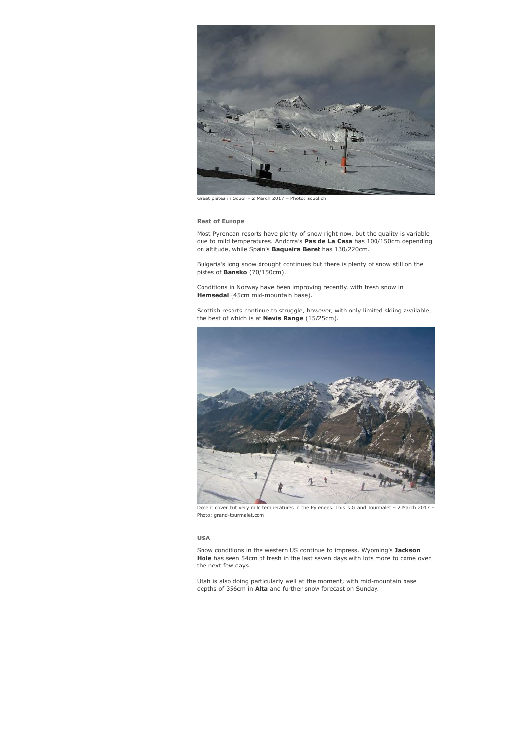Great pistes in Scuol – 2 March 2017 – Photo: scuol.ch

### Rest of Europe

Most Pyrenean resorts have plenty of snow right now, but the quality is variable due to mild temperatures. Andorra's **Pas de La Casa** has 100/150cm depending on altitude, while Spain's **Baqueira Beret** has 130/220cm.

Bulgaria's long snow drought continues but there is plenty of snow still on the pistes of **Bansko** (70/150cm).

Conditions in Norway have been improving recently, with fresh snow in **Hemsedal** (45cm mid-mountain base).

Scottish resorts continue to struggle, however, with only limited skiing available, the best of which is at **Nevis Range** (15/25cm).

Decent cover but very mild temperatures in the Pyrenees. This is Grand Tourmalet – 2 March 2017 – Photo: grand-tourmalet.com

### USA

Snow conditions in the western US continue to impress. Wyoming's **Jackson Hole** has seen 54cm of fresh in the last seven days with lots more to come over the next few days.

Utah is also doing particularly well at the moment, with mid-mountain base depths of 356cm in **Alta** and further snow forecast on Sunday.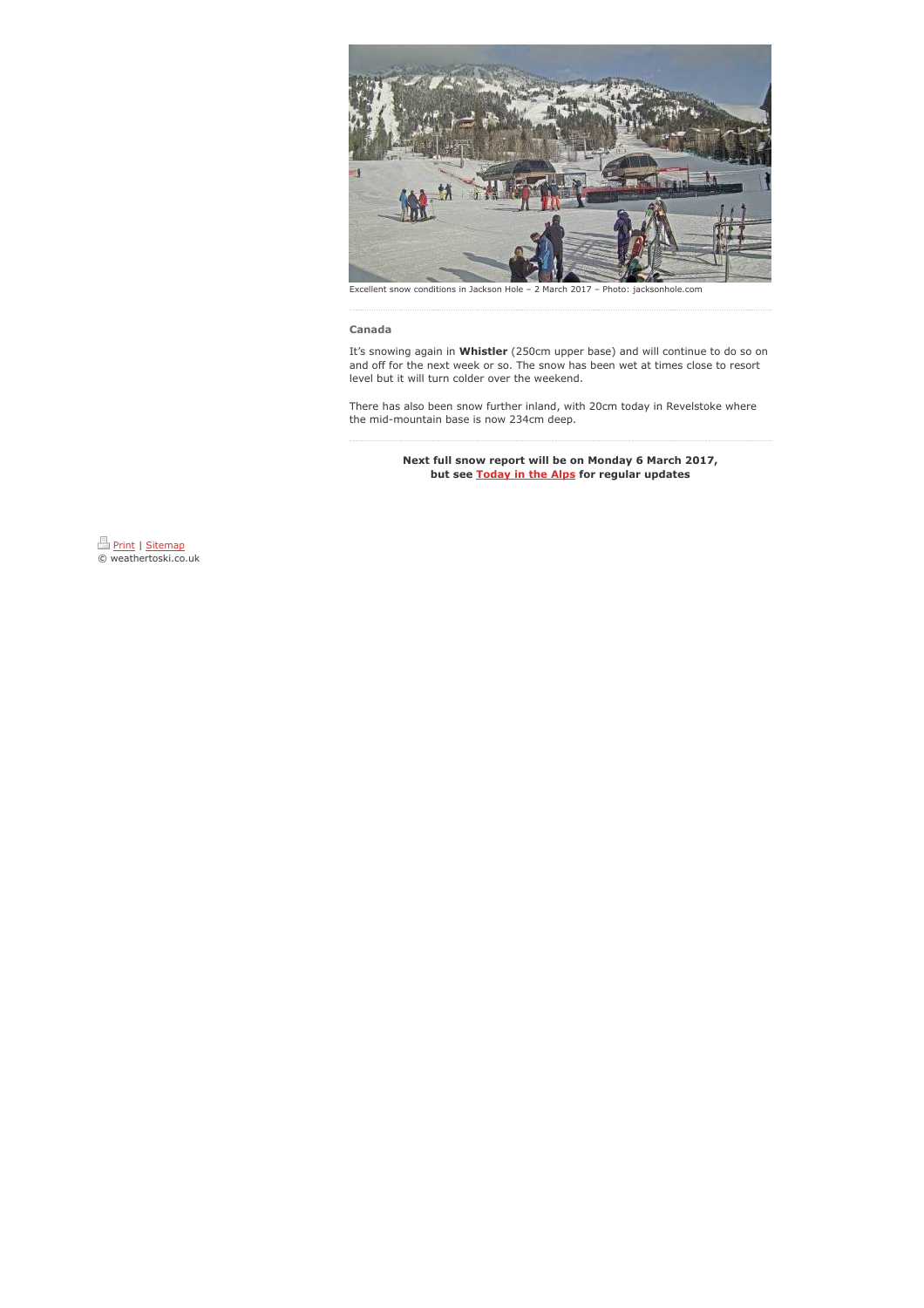Excellent snow conditions in Jackson Hole – 2 March 2017 – Photo: jacksonhole.com

### Canada

It's snowing again in **Whistler** (250cm upper base) and will continue to do so on and off for the next week or so. The snow has been wet at times close to resort level but it will turn colder over the weekend.

There has also been snow further inland, with 20cm today in Revelstoke where the mid-mountain base is now 234cm deep.

**Next full snow report will be on Monday 6 March 2017, but see Today in the Alps for regular updates**

Print | Sitemap
© weathertoski.co.uk